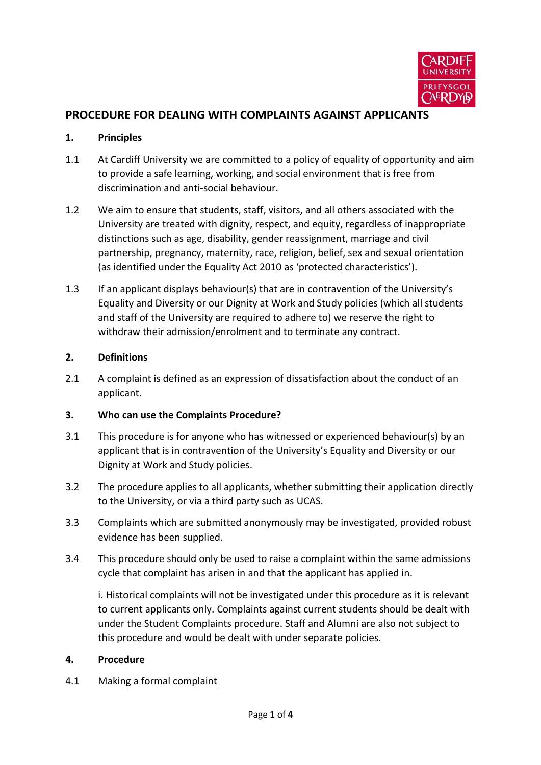# PROCEDURE FOR DEALING WITH COMPLAINTS AGAINST APPLICANTS

## 1. Principles

1.1 At Cardiff University we are committed to a policy of equality of opportunity and aim to provide a safe learning, working, and social environment that is free from discrimination and anti-social behaviour.

1.2 We aim to ensure that students, staff, visitors, and all others associated with the University are treated with dignity, respect, and equity, regardless of inappropriate distinctions such as age, disability, gender reassignment, marriage and civil partnership, pregnancy, maternity, race, religion, belief, sex and sexual orientation (as identified under the Equality Act 2010 as 'protected characteristics').

1.3 If an applicant displays behaviour(s) that are in contravention of the University's Equality and Diversity or our Dignity at Work and Study policies (which all students and staff of the University are required to adhere to) we reserve the right to withdraw their admission/enrolment and to terminate any contract.

## 2. Definitions

2.1 A complaint is defined as an expression of dissatisfaction about the conduct of an applicant.

## 3. Who can use the Complaints Procedure?

3.1 This procedure is for anyone who has witnessed or experienced behaviour(s) by an applicant that is in contravention of the University's Equality and Diversity or our Dignity at Work and Study policies.

3.2 The procedure applies to all applicants, whether submitting their application directly to the University, or via a third party such as UCAS.

3.3 Complaints which are submitted anonymously may be investigated, provided robust evidence has been supplied.

3.4 This procedure should only be used to raise a complaint within the same admissions cycle that complaint has arisen in and that the applicant has applied in.

i. Historical complaints will not be investigated under this procedure as it is relevant to current applicants only. Complaints against current students should be dealt with under the Student Complaints procedure. Staff and Alumni are also not subject to this procedure and would be dealt with under separate policies.

## 4. Procedure

4.1 Making a formal complaint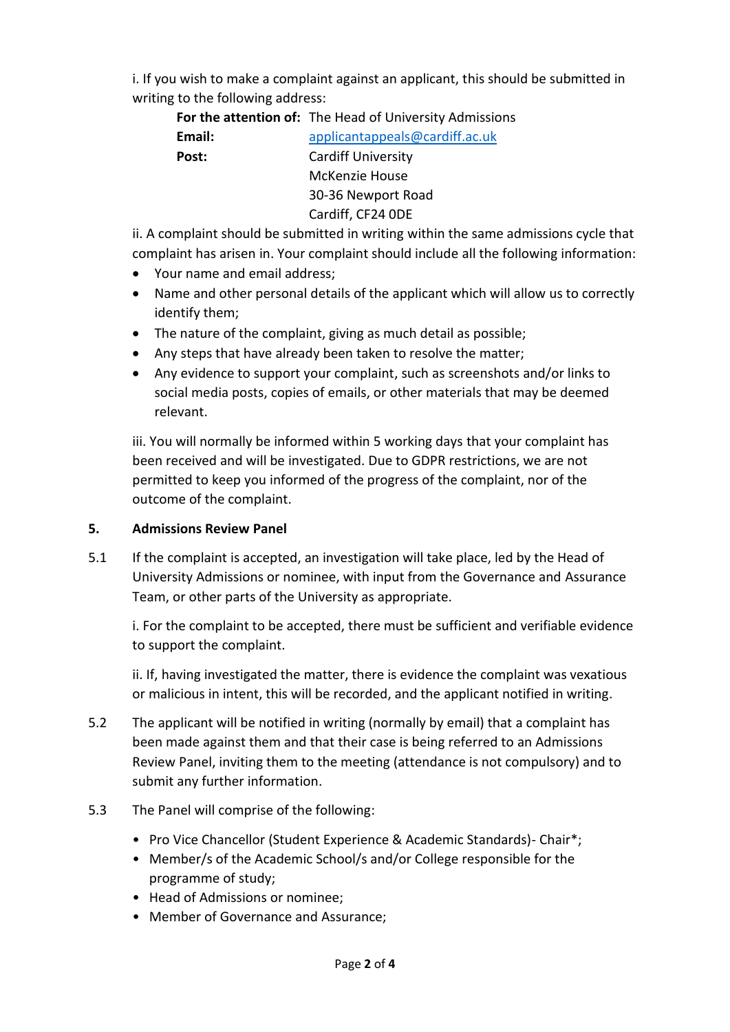i. If you wish to make a complaint against an applicant, this should be submitted in writing to the following address:

**For the attention of:** The Head of University Admissions
**Email:** applicantappeals@cardiff.ac.uk
**Post:** Cardiff University
McKenzie House
30-36 Newport Road
Cardiff, CF24 0DE

ii. A complaint should be submitted in writing within the same admissions cycle that complaint has arisen in. Your complaint should include all the following information:

- Your name and email address;
- Name and other personal details of the applicant which will allow us to correctly identify them;
- The nature of the complaint, giving as much detail as possible;
- Any steps that have already been taken to resolve the matter;
- Any evidence to support your complaint, such as screenshots and/or links to social media posts, copies of emails, or other materials that may be deemed relevant.

iii. You will normally be informed within 5 working days that your complaint has been received and will be investigated. Due to GDPR restrictions, we are not permitted to keep you informed of the progress of the complaint, nor of the outcome of the complaint.

## 5. Admissions Review Panel

5.1 If the complaint is accepted, an investigation will take place, led by the Head of University Admissions or nominee, with input from the Governance and Assurance Team, or other parts of the University as appropriate.

i. For the complaint to be accepted, there must be sufficient and verifiable evidence to support the complaint.

ii. If, having investigated the matter, there is evidence the complaint was vexatious or malicious in intent, this will be recorded, and the applicant notified in writing.

5.2 The applicant will be notified in writing (normally by email) that a complaint has been made against them and that their case is being referred to an Admissions Review Panel, inviting them to the meeting (attendance is not compulsory) and to submit any further information.

5.3 The Panel will comprise of the following:

- Pro Vice Chancellor (Student Experience & Academic Standards)- Chair*;
- Member/s of the Academic School/s and/or College responsible for the programme of study;
- Head of Admissions or nominee;
- Member of Governance and Assurance;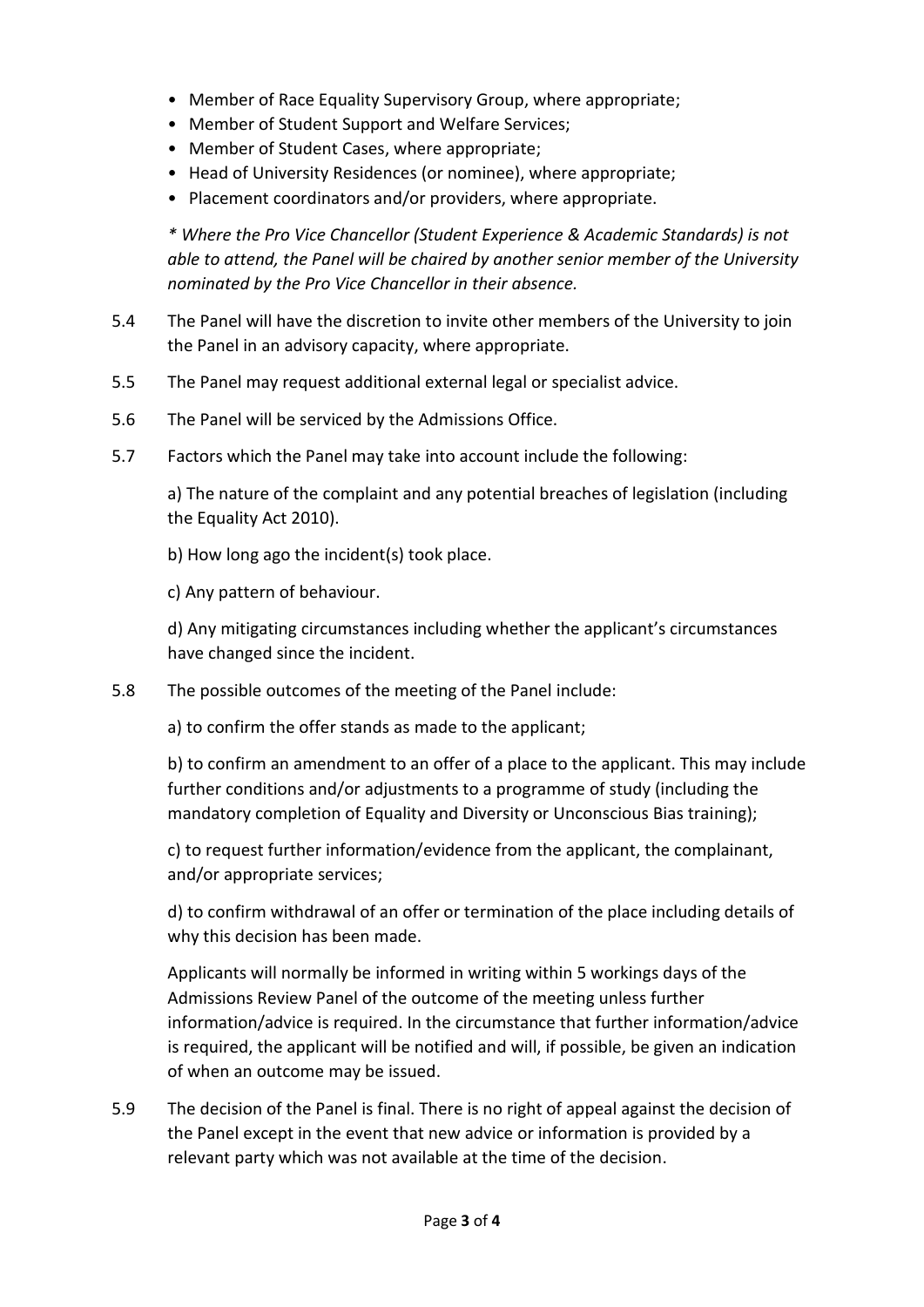- Member of Race Equality Supervisory Group, where appropriate;
- Member of Student Support and Welfare Services;
- Member of Student Cases, where appropriate;
- Head of University Residences (or nominee), where appropriate;
- Placement coordinators and/or providers, where appropriate.

*\* Where the Pro Vice Chancellor (Student Experience & Academic Standards) is not able to attend, the Panel will be chaired by another senior member of the University nominated by the Pro Vice Chancellor in their absence.*

5.4 The Panel will have the discretion to invite other members of the University to join the Panel in an advisory capacity, where appropriate.

5.5 The Panel may request additional external legal or specialist advice.

5.6 The Panel will be serviced by the Admissions Office.

5.7 Factors which the Panel may take into account include the following:

a) The nature of the complaint and any potential breaches of legislation (including the Equality Act 2010).

b) How long ago the incident(s) took place.

c) Any pattern of behaviour.

d) Any mitigating circumstances including whether the applicant's circumstances have changed since the incident.

5.8 The possible outcomes of the meeting of the Panel include:

a) to confirm the offer stands as made to the applicant;

b) to confirm an amendment to an offer of a place to the applicant. This may include further conditions and/or adjustments to a programme of study (including the mandatory completion of Equality and Diversity or Unconscious Bias training);

c) to request further information/evidence from the applicant, the complainant, and/or appropriate services;

d) to confirm withdrawal of an offer or termination of the place including details of why this decision has been made.

Applicants will normally be informed in writing within 5 workings days of the Admissions Review Panel of the outcome of the meeting unless further information/advice is required. In the circumstance that further information/advice is required, the applicant will be notified and will, if possible, be given an indication of when an outcome may be issued.

5.9 The decision of the Panel is final. There is no right of appeal against the decision of the Panel except in the event that new advice or information is provided by a relevant party which was not available at the time of the decision.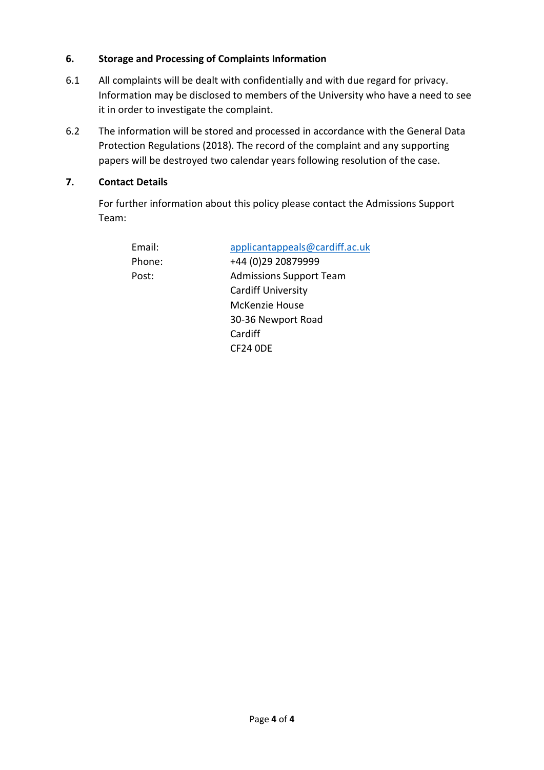## 6. Storage and Processing of Complaints Information

6.1 All complaints will be dealt with confidentially and with due regard for privacy. Information may be disclosed to members of the University who have a need to see it in order to investigate the complaint.

6.2 The information will be stored and processed in accordance with the General Data Protection Regulations (2018). The record of the complaint and any supporting papers will be destroyed two calendar years following resolution of the case.

## 7. Contact Details

For further information about this policy please contact the Admissions Support Team:

| | |
|---|---|
| Email: | applicantappeals@cardiff.ac.uk |
| Phone: | +44 (0)29 20879999 |
| Post: | Admissions Support Team<br>Cardiff University<br>McKenzie House<br>30-36 Newport Road<br>Cardiff<br>CF24 0DE |